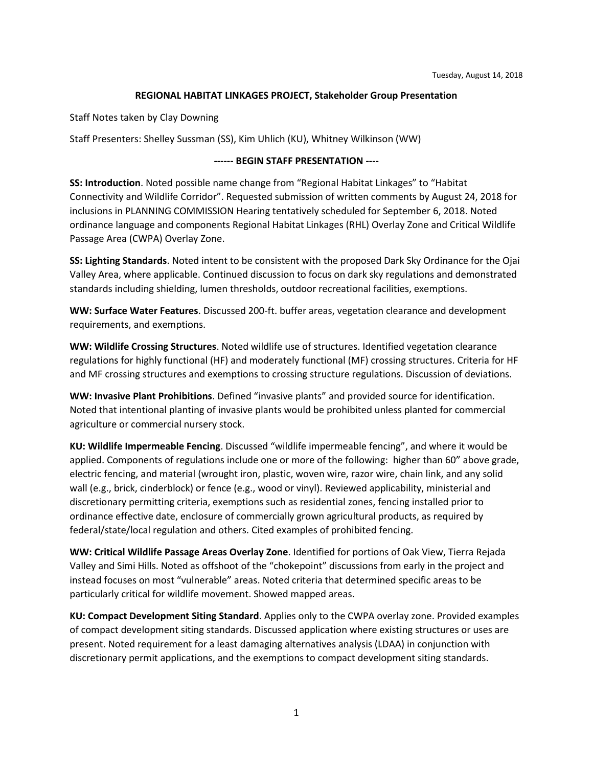Tuesday, August 14, 2018

**REGIONAL HABITAT LINKAGES PROJECT, Stakeholder Group Presentation**

Staff Notes taken by Clay Downing

Staff Presenters: Shelley Sussman (SS), Kim Uhlich (KU), Whitney Wilkinson (WW)

**------ BEGIN STAFF PRESENTATION ----**

**SS: Introduction**. Noted possible name change from "Regional Habitat Linkages" to "Habitat Connectivity and Wildlife Corridor". Requested submission of written comments by August 24, 2018 for inclusions in PLANNING COMMISSION Hearing tentatively scheduled for September 6, 2018. Noted ordinance language and components Regional Habitat Linkages (RHL) Overlay Zone and Critical Wildlife Passage Area (CWPA) Overlay Zone.

**SS: Lighting Standards**. Noted intent to be consistent with the proposed Dark Sky Ordinance for the Ojai Valley Area, where applicable. Continued discussion to focus on dark sky regulations and demonstrated standards including shielding, lumen thresholds, outdoor recreational facilities, exemptions.

**WW: Surface Water Features**. Discussed 200-ft. buffer areas, vegetation clearance and development requirements, and exemptions.

**WW: Wildlife Crossing Structures**. Noted wildlife use of structures. Identified vegetation clearance regulations for highly functional (HF) and moderately functional (MF) crossing structures. Criteria for HF and MF crossing structures and exemptions to crossing structure regulations. Discussion of deviations.

**WW: Invasive Plant Prohibitions**. Defined "invasive plants" and provided source for identification. Noted that intentional planting of invasive plants would be prohibited unless planted for commercial agriculture or commercial nursery stock.

**KU: Wildlife Impermeable Fencing**. Discussed "wildlife impermeable fencing", and where it would be applied. Components of regulations include one or more of the following: higher than 60" above grade, electric fencing, and material (wrought iron, plastic, woven wire, razor wire, chain link, and any solid wall (e.g., brick, cinderblock) or fence (e.g., wood or vinyl). Reviewed applicability, ministerial and discretionary permitting criteria, exemptions such as residential zones, fencing installed prior to ordinance effective date, enclosure of commercially grown agricultural products, as required by federal/state/local regulation and others. Cited examples of prohibited fencing.

**WW: Critical Wildlife Passage Areas Overlay Zone**. Identified for portions of Oak View, Tierra Rejada Valley and Simi Hills. Noted as offshoot of the "chokepoint" discussions from early in the project and instead focuses on most "vulnerable" areas. Noted criteria that determined specific areas to be particularly critical for wildlife movement. Showed mapped areas.

**KU: Compact Development Siting Standard**. Applies only to the CWPA overlay zone. Provided examples of compact development siting standards. Discussed application where existing structures or uses are present. Noted requirement for a least damaging alternatives analysis (LDAA) in conjunction with discretionary permit applications, and the exemptions to compact development siting standards.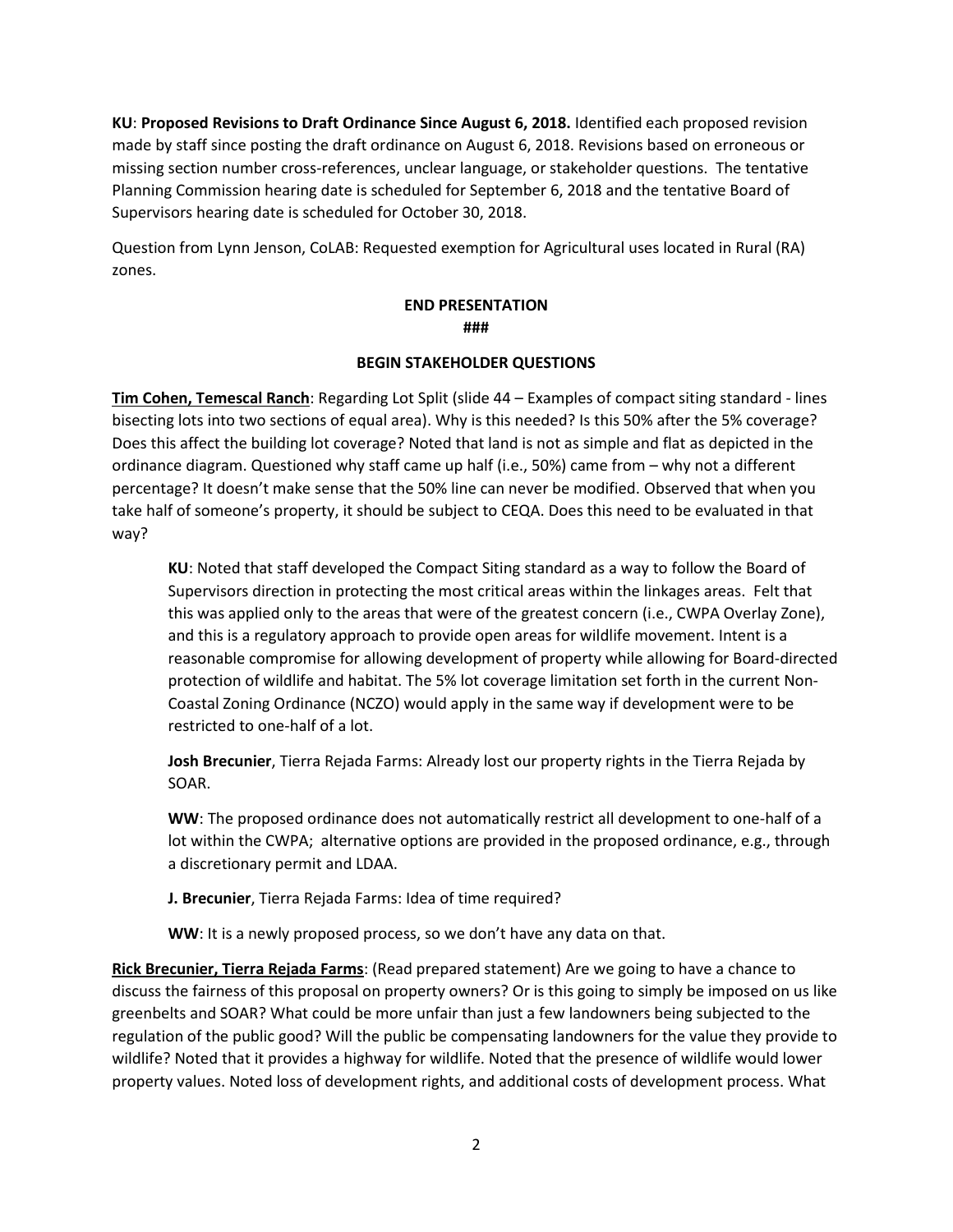**KU**: **Proposed Revisions to Draft Ordinance Since August 6, 2018.** Identified each proposed revision made by staff since posting the draft ordinance on August 6, 2018. Revisions based on erroneous or missing section number cross-references, unclear language, or stakeholder questions. The tentative Planning Commission hearing date is scheduled for September 6, 2018 and the tentative Board of Supervisors hearing date is scheduled for October 30, 2018.

Question from Lynn Jenson, CoLAB: Requested exemption for Agricultural uses located in Rural (RA) zones.

**END PRESENTATION**

**###**

**BEGIN STAKEHOLDER QUESTIONS**

**Tim Cohen, Temescal Ranch**: Regarding Lot Split (slide 44 – Examples of compact siting standard - lines bisecting lots into two sections of equal area). Why is this needed? Is this 50% after the 5% coverage? Does this affect the building lot coverage? Noted that land is not as simple and flat as depicted in the ordinance diagram. Questioned why staff came up half (i.e., 50%) came from – why not a different percentage? It doesn't make sense that the 50% line can never be modified. Observed that when you take half of someone's property, it should be subject to CEQA. Does this need to be evaluated in that way?

> **KU**: Noted that staff developed the Compact Siting standard as a way to follow the Board of Supervisors direction in protecting the most critical areas within the linkages areas. Felt that this was applied only to the areas that were of the greatest concern (i.e., CWPA Overlay Zone), and this is a regulatory approach to provide open areas for wildlife movement. Intent is a reasonable compromise for allowing development of property while allowing for Board-directed protection of wildlife and habitat. The 5% lot coverage limitation set forth in the current Non-Coastal Zoning Ordinance (NCZO) would apply in the same way if development were to be restricted to one-half of a lot.
>
> **Josh Brecunier**, Tierra Rejada Farms: Already lost our property rights in the Tierra Rejada by SOAR.
>
> **WW**: The proposed ordinance does not automatically restrict all development to one-half of a lot within the CWPA; alternative options are provided in the proposed ordinance, e.g., through a discretionary permit and LDAA.
>
> **J. Brecunier**, Tierra Rejada Farms: Idea of time required?
>
> **WW**: It is a newly proposed process, so we don't have any data on that.

**Rick Brecunier, Tierra Rejada Farms**: (Read prepared statement) Are we going to have a chance to discuss the fairness of this proposal on property owners? Or is this going to simply be imposed on us like greenbelts and SOAR? What could be more unfair than just a few landowners being subjected to the regulation of the public good? Will the public be compensating landowners for the value they provide to wildlife? Noted that it provides a highway for wildlife. Noted that the presence of wildlife would lower property values. Noted loss of development rights, and additional costs of development process. What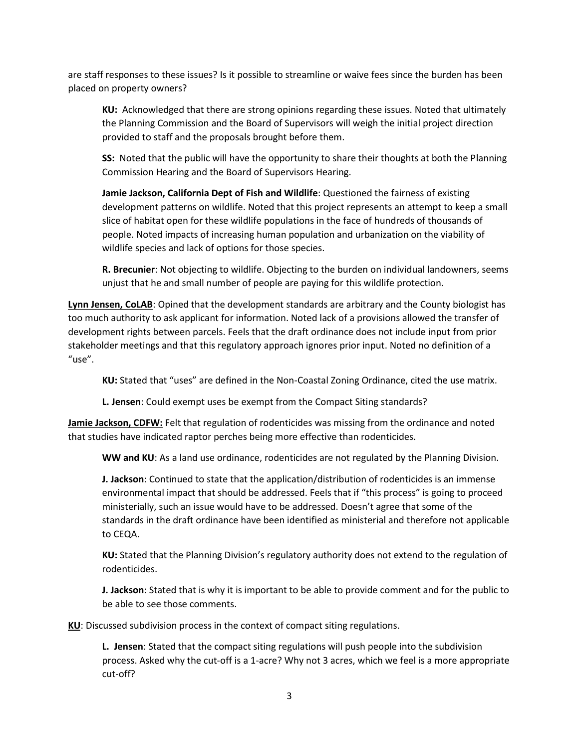are staff responses to these issues? Is it possible to streamline or waive fees since the burden has been placed on property owners?

> **KU:** Acknowledged that there are strong opinions regarding these issues. Noted that ultimately the Planning Commission and the Board of Supervisors will weigh the initial project direction provided to staff and the proposals brought before them.
>
> **SS:** Noted that the public will have the opportunity to share their thoughts at both the Planning Commission Hearing and the Board of Supervisors Hearing.
>
> **Jamie Jackson, California Dept of Fish and Wildlife**: Questioned the fairness of existing development patterns on wildlife. Noted that this project represents an attempt to keep a small slice of habitat open for these wildlife populations in the face of hundreds of thousands of people. Noted impacts of increasing human population and urbanization on the viability of wildlife species and lack of options for those species.
>
> **R. Brecunier**: Not objecting to wildlife. Objecting to the burden on individual landowners, seems unjust that he and small number of people are paying for this wildlife protection.

**<u>Lynn Jensen, CoLAB</u>**: Opined that the development standards are arbitrary and the County biologist has too much authority to ask applicant for information. Noted lack of a provisions allowed the transfer of development rights between parcels. Feels that the draft ordinance does not include input from prior stakeholder meetings and that this regulatory approach ignores prior input. Noted no definition of a "use".

> **KU:** Stated that "uses" are defined in the Non-Coastal Zoning Ordinance, cited the use matrix.
>
> **L. Jensen**: Could exempt uses be exempt from the Compact Siting standards?

**<u>Jamie Jackson, CDFW:</u>** Felt that regulation of rodenticides was missing from the ordinance and noted that studies have indicated raptor perches being more effective than rodenticides.

> **WW and KU**: As a land use ordinance, rodenticides are not regulated by the Planning Division.
>
> **J. Jackson**: Continued to state that the application/distribution of rodenticides is an immense environmental impact that should be addressed. Feels that if "this process" is going to proceed ministerially, such an issue would have to be addressed. Doesn't agree that some of the standards in the draft ordinance have been identified as ministerial and therefore not applicable to CEQA.
>
> **KU:** Stated that the Planning Division's regulatory authority does not extend to the regulation of rodenticides.
>
> **J. Jackson**: Stated that is why it is important to be able to provide comment and for the public to be able to see those comments.

**<u>KU</u>**: Discussed subdivision process in the context of compact siting regulations.

> **L. Jensen**: Stated that the compact siting regulations will push people into the subdivision process. Asked why the cut-off is a 1-acre? Why not 3 acres, which we feel is a more appropriate cut-off?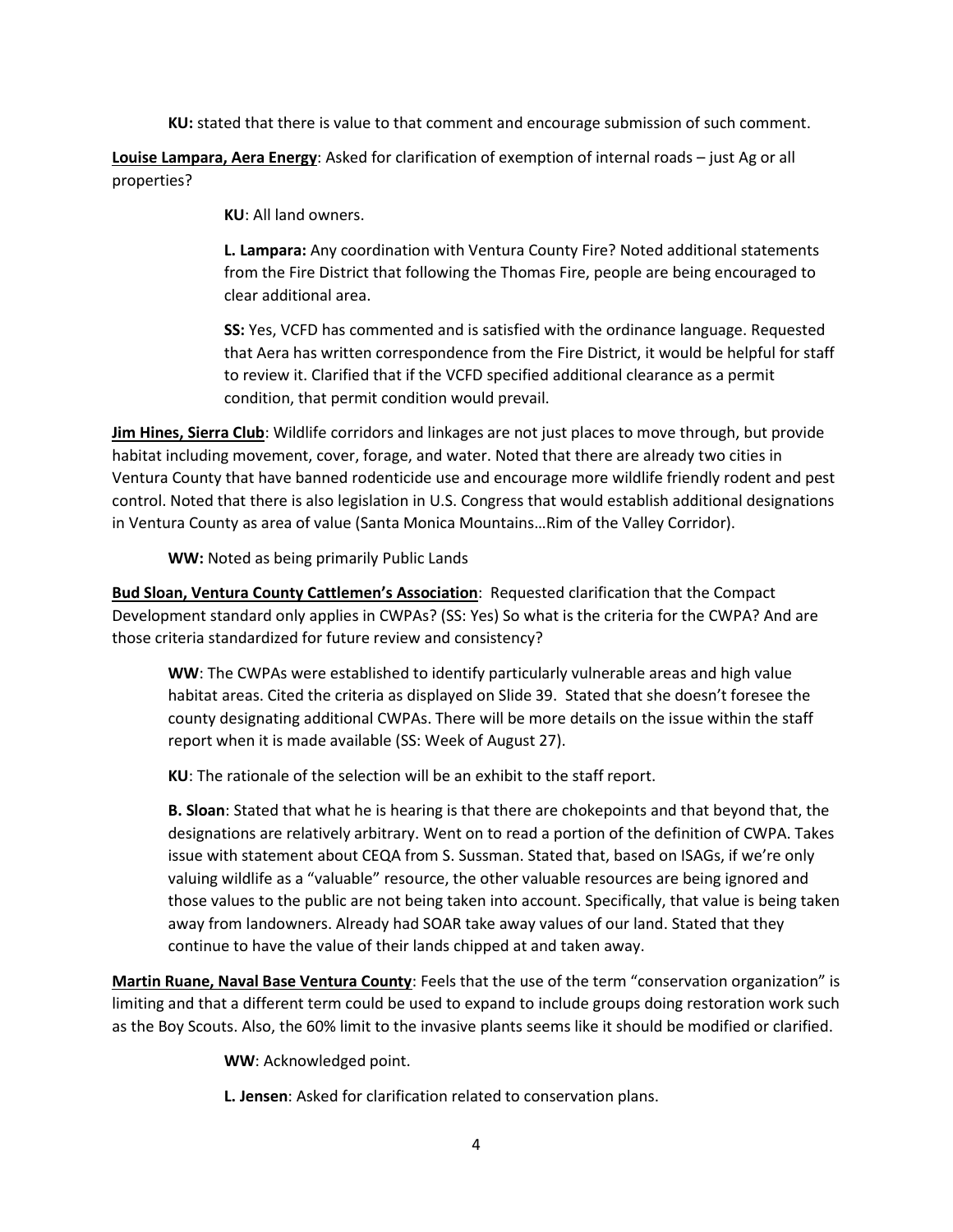**KU:** stated that there is value to that comment and encourage submission of such comment.

**Louise Lampara, Aera Energy**: Asked for clarification of exemption of internal roads – just Ag or all properties?

> **KU**: All land owners.
>
> **L. Lampara:** Any coordination with Ventura County Fire? Noted additional statements from the Fire District that following the Thomas Fire, people are being encouraged to clear additional area.
>
> **SS:** Yes, VCFD has commented and is satisfied with the ordinance language. Requested that Aera has written correspondence from the Fire District, it would be helpful for staff to review it. Clarified that if the VCFD specified additional clearance as a permit condition, that permit condition would prevail.

**Jim Hines, Sierra Club**: Wildlife corridors and linkages are not just places to move through, but provide habitat including movement, cover, forage, and water. Noted that there are already two cities in Ventura County that have banned rodenticide use and encourage more wildlife friendly rodent and pest control. Noted that there is also legislation in U.S. Congress that would establish additional designations in Ventura County as area of value (Santa Monica Mountains…Rim of the Valley Corridor).

> **WW:** Noted as being primarily Public Lands

**Bud Sloan, Ventura County Cattlemen's Association**: Requested clarification that the Compact Development standard only applies in CWPAs? (SS: Yes) So what is the criteria for the CWPA? And are those criteria standardized for future review and consistency?

> **WW**: The CWPAs were established to identify particularly vulnerable areas and high value habitat areas. Cited the criteria as displayed on Slide 39. Stated that she doesn't foresee the county designating additional CWPAs. There will be more details on the issue within the staff report when it is made available (SS: Week of August 27).
>
> **KU**: The rationale of the selection will be an exhibit to the staff report.
>
> **B. Sloan**: Stated that what he is hearing is that there are chokepoints and that beyond that, the designations are relatively arbitrary. Went on to read a portion of the definition of CWPA. Takes issue with statement about CEQA from S. Sussman. Stated that, based on ISAGs, if we're only valuing wildlife as a "valuable" resource, the other valuable resources are being ignored and those values to the public are not being taken into account. Specifically, that value is being taken away from landowners. Already had SOAR take away values of our land. Stated that they continue to have the value of their lands chipped at and taken away.

**Martin Ruane, Naval Base Ventura County**: Feels that the use of the term "conservation organization" is limiting and that a different term could be used to expand to include groups doing restoration work such as the Boy Scouts. Also, the 60% limit to the invasive plants seems like it should be modified or clarified.

> **WW**: Acknowledged point.
>
> **L. Jensen**: Asked for clarification related to conservation plans.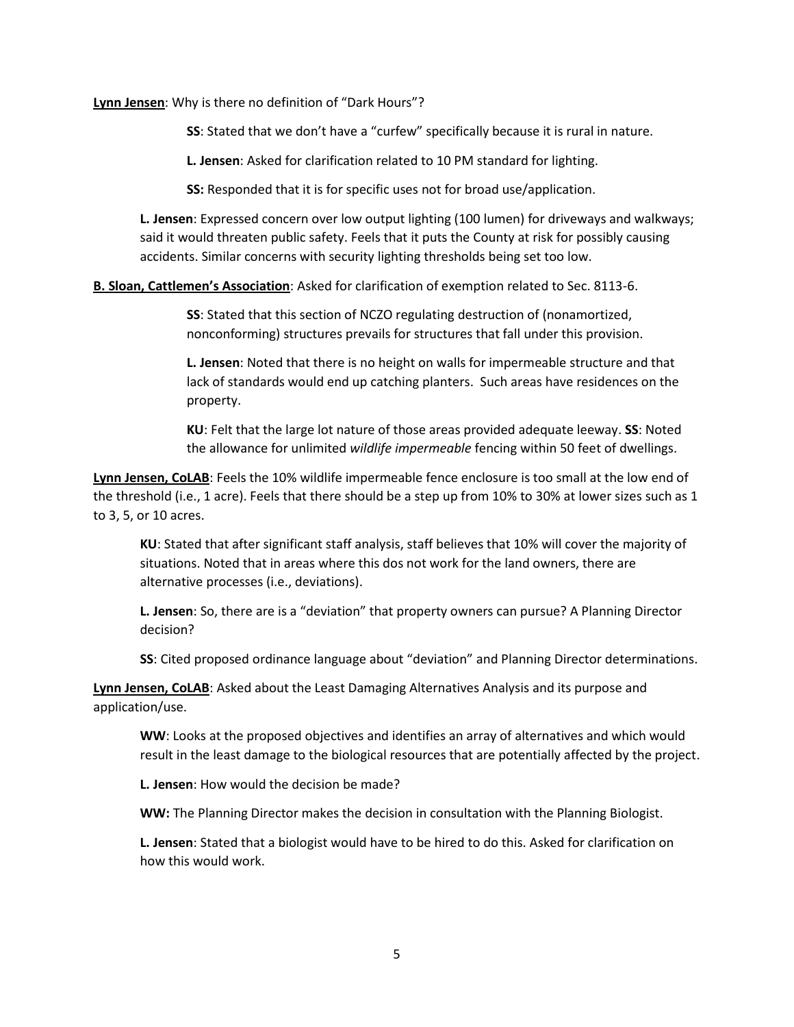**<u>Lynn Jensen</u>**: Why is there no definition of "Dark Hours"?

> **SS**: Stated that we don't have a "curfew" specifically because it is rural in nature.
>
> **L. Jensen**: Asked for clarification related to 10 PM standard for lighting.
>
> **SS:** Responded that it is for specific uses not for broad use/application.

**L. Jensen**: Expressed concern over low output lighting (100 lumen) for driveways and walkways; said it would threaten public safety. Feels that it puts the County at risk for possibly causing accidents. Similar concerns with security lighting thresholds being set too low.

**<u>B. Sloan, Cattlemen's Association</u>**: Asked for clarification of exemption related to Sec. 8113-6.

> **SS**: Stated that this section of NCZO regulating destruction of (nonamortized, nonconforming) structures prevails for structures that fall under this provision.
>
> **L. Jensen**: Noted that there is no height on walls for impermeable structure and that lack of standards would end up catching planters. Such areas have residences on the property.
>
> **KU**: Felt that the large lot nature of those areas provided adequate leeway. **SS**: Noted the allowance for unlimited *wildlife impermeable* fencing within 50 feet of dwellings.

**<u>Lynn Jensen, CoLAB</u>**: Feels the 10% wildlife impermeable fence enclosure is too small at the low end of the threshold (i.e., 1 acre). Feels that there should be a step up from 10% to 30% at lower sizes such as 1 to 3, 5, or 10 acres.

> **KU**: Stated that after significant staff analysis, staff believes that 10% will cover the majority of situations. Noted that in areas where this dos not work for the land owners, there are alternative processes (i.e., deviations).
>
> **L. Jensen**: So, there are is a "deviation" that property owners can pursue? A Planning Director decision?
>
> **SS**: Cited proposed ordinance language about "deviation" and Planning Director determinations.

**<u>Lynn Jensen, CoLAB</u>**: Asked about the Least Damaging Alternatives Analysis and its purpose and application/use.

> **WW**: Looks at the proposed objectives and identifies an array of alternatives and which would result in the least damage to the biological resources that are potentially affected by the project.
>
> **L. Jensen**: How would the decision be made?
>
> **WW:** The Planning Director makes the decision in consultation with the Planning Biologist.
>
> **L. Jensen**: Stated that a biologist would have to be hired to do this. Asked for clarification on how this would work.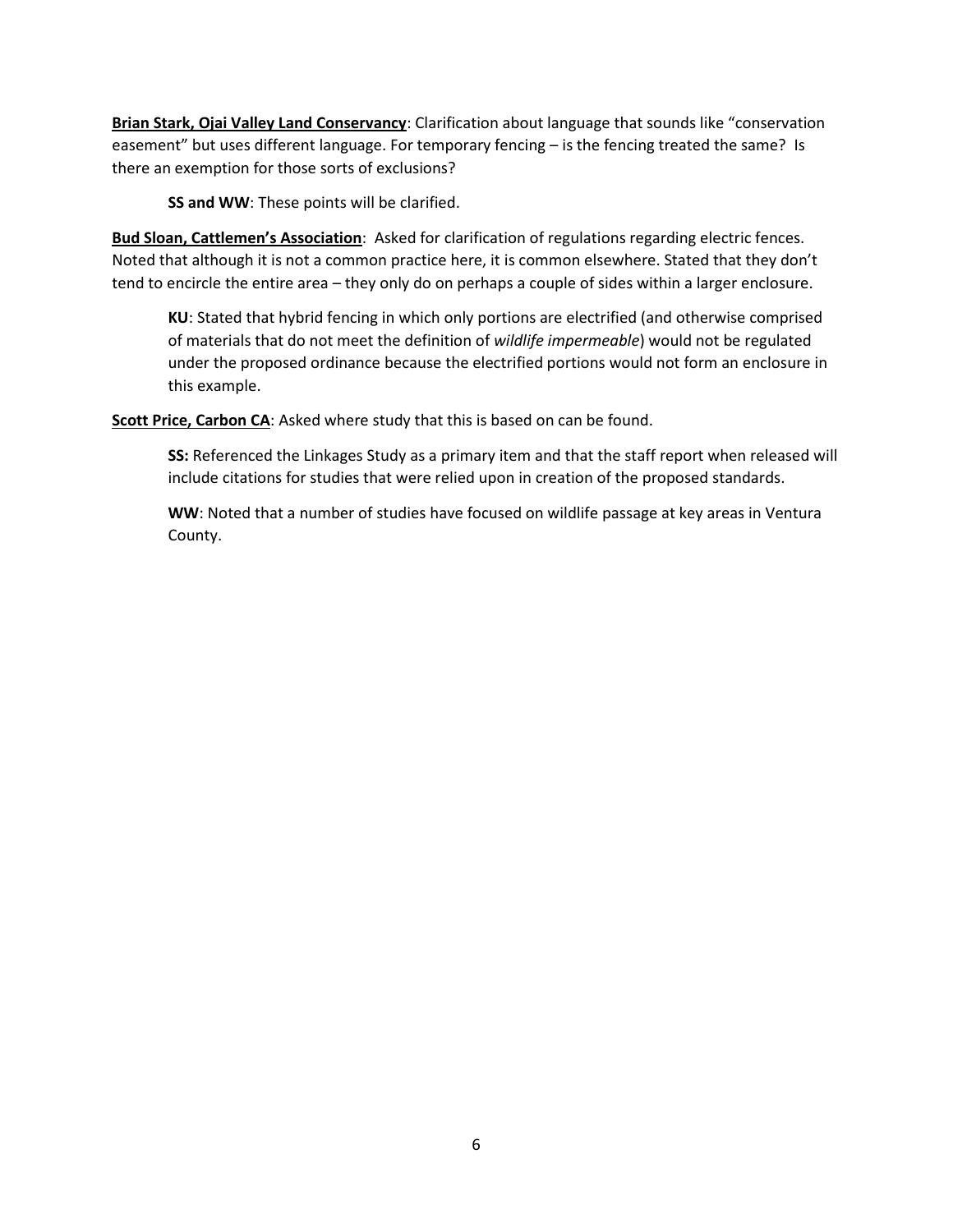**Brian Stark, Ojai Valley Land Conservancy**: Clarification about language that sounds like "conservation easement" but uses different language. For temporary fencing – is the fencing treated the same? Is there an exemption for those sorts of exclusions?

> **SS and WW**: These points will be clarified.

**Bud Sloan, Cattlemen's Association**: Asked for clarification of regulations regarding electric fences. Noted that although it is not a common practice here, it is common elsewhere. Stated that they don't tend to encircle the entire area – they only do on perhaps a couple of sides within a larger enclosure.

> **KU**: Stated that hybrid fencing in which only portions are electrified (and otherwise comprised of materials that do not meet the definition of *wildlife impermeable*) would not be regulated under the proposed ordinance because the electrified portions would not form an enclosure in this example.

**Scott Price, Carbon CA**: Asked where study that this is based on can be found.

> **SS:** Referenced the Linkages Study as a primary item and that the staff report when released will include citations for studies that were relied upon in creation of the proposed standards.
>
> **WW**: Noted that a number of studies have focused on wildlife passage at key areas in Ventura County.